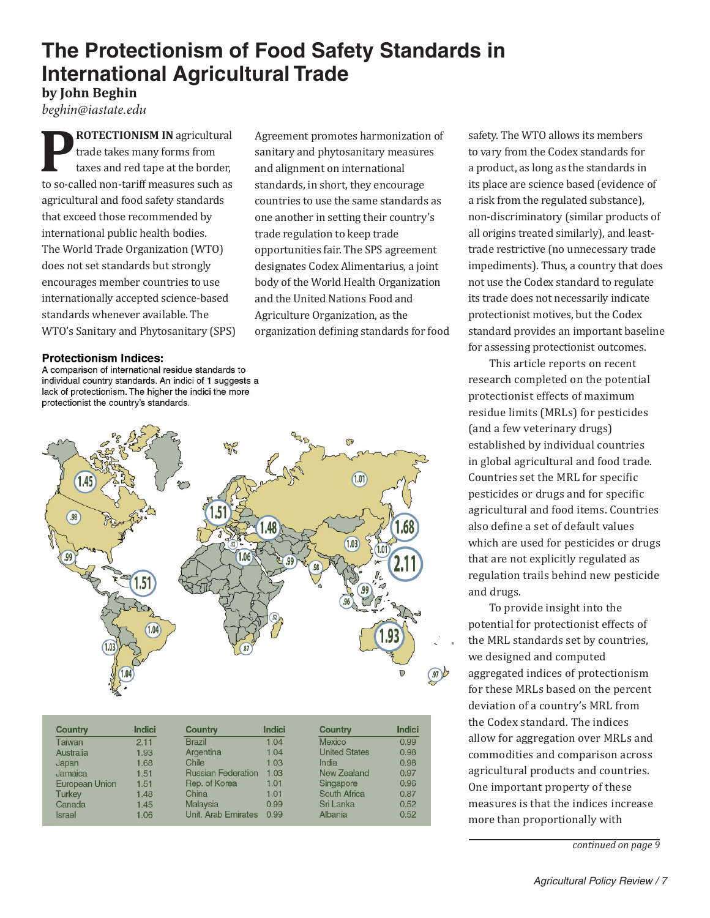# The Protectionism of Food Safety Standards in International Agricultural Trade

**by John Beghin**

*beghin@iastate.edu*

**PROTECTIONISM IN** agricultural trade takes many forms from taxes and red tape at the border, to so-called non-tariff measures such as agricultural and food safety standards that exceed those recommended by international public health bodies. The World Trade Organization (WTO) does not set standards but strongly encourages member countries to use internationally accepted science-based standards whenever available. The WTO's Sanitary and Phytosanitary (SPS) Agreement promotes harmonization of sanitary and phytosanitary measures and alignment on international standards, in short, they encourage countries to use the same standards as one another in setting their country's trade regulation to keep trade opportunities fair. The SPS agreement designates Codex Alimentarius, a joint body of the World Health Organization and the United Nations Food and Agriculture Organization, as the organization defining standards for food safety. The WTO allows its members to vary from the Codex standards for a product, as long as the standards in its place are science based (evidence of a risk from the regulated substance), non-discriminatory (similar products of all origins treated similarly), and least-trade restrictive (no unnecessary trade impediments). Thus, a country that does not use the Codex standard to regulate its trade does not necessarily indicate protectionist motives, but the Codex standard provides an important baseline for assessing protectionist outcomes.

**Protectionism Indices:**
A comparison of international residue standards to individual country standards. An indici of 1 suggests a lack of protectionism. The higher the indici the more protectionist the country's standards.

| Country | Indici | Country | Indici | Country | Indici |
|---|---|---|---|---|---|
| Taiwan | 2.11 | Brazil | 1.04 | Mexico | 0.99 |
| Australia | 1.93 | Argentina | 1.04 | United States | 0.98 |
| Japan | 1.68 | Chile | 1.03 | India | 0.98 |
| Jamaica | 1.51 | Russian Federation | 1.03 | New Zealand | 0.97 |
| European Union | 1.51 | Rep. of Korea | 1.01 | Singapore | 0.96 |
| Turkey | 1.48 | China | 1.01 | South Africa | 0.87 |
| Canada | 1.45 | Malaysia | 0.99 | Sri Lanka | 0.52 |
| Israel | 1.06 | Unit. Arab Emirates | 0.99 | Albania | 0.52 |

This article reports on recent research completed on the potential protectionist effects of maximum residue limits (MRLs) for pesticides (and a few veterinary drugs) established by individual countries in global agricultural and food trade. Countries set the MRL for specific pesticides or drugs and for specific agricultural and food items. Countries also define a set of default values which are used for pesticides or drugs that are not explicitly regulated as regulation trails behind new pesticide and drugs.

To provide insight into the potential for protectionist effects of the MRL standards set by countries, we designed and computed aggregated indices of protectionism for these MRLs based on the percent deviation of a country's MRL from the Codex standard. The indices allow for aggregation over MRLs and commodities and comparison across agricultural products and countries. One important property of these measures is that the indices increase more than proportionally with

*continued on page 9*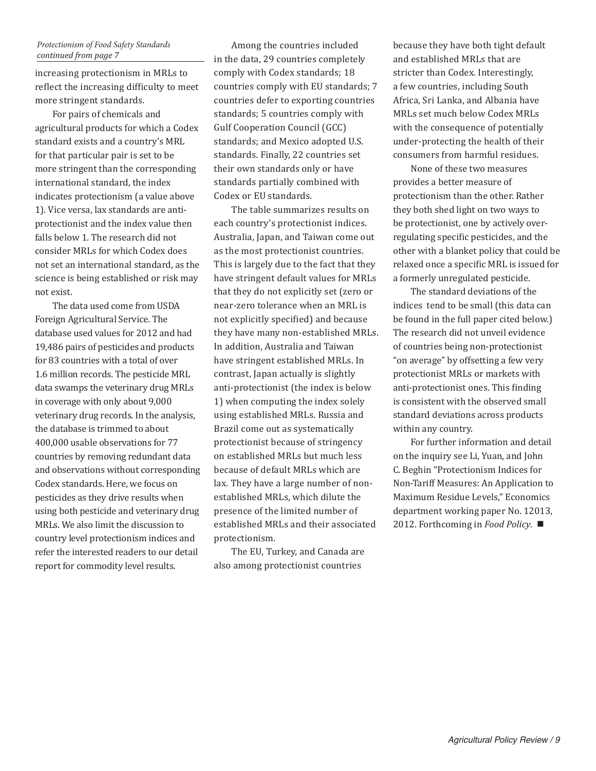*Protectionism of Food Safety Standards continued from page 7*

increasing protectionism in MRLs to reflect the increasing difficulty to meet more stringent standards.

For pairs of chemicals and agricultural products for which a Codex standard exists and a country's MRL for that particular pair is set to be more stringent than the corresponding international standard, the index indicates protectionism (a value above 1). Vice versa, lax standards are anti-protectionist and the index value then falls below 1. The research did not consider MRLs for which Codex does not set an international standard, as the science is being established or risk may not exist.

The data used come from USDA Foreign Agricultural Service. The database used values for 2012 and had 19,486 pairs of pesticides and products for 83 countries with a total of over 1.6 million records. The pesticide MRL data swamps the veterinary drug MRLs in coverage with only about 9,000 veterinary drug records. In the analysis, the database is trimmed to about 400,000 usable observations for 77 countries by removing redundant data and observations without corresponding Codex standards. Here, we focus on pesticides as they drive results when using both pesticide and veterinary drug MRLs. We also limit the discussion to country level protectionism indices and refer the interested readers to our detail report for commodity level results.

Among the countries included in the data, 29 countries completely comply with Codex standards; 18 countries comply with EU standards; 7 countries defer to exporting countries standards; 5 countries comply with Gulf Cooperation Council (GCC) standards; and Mexico adopted U.S. standards. Finally, 22 countries set their own standards only or have standards partially combined with Codex or EU standards.

The table summarizes results on each country's protectionist indices. Australia, Japan, and Taiwan come out as the most protectionist countries. This is largely due to the fact that they have stringent default values for MRLs that they do not explicitly set (zero or near-zero tolerance when an MRL is not explicitly specified) and because they have many non-established MRLs. In addition, Australia and Taiwan have stringent established MRLs. In contrast, Japan actually is slightly anti-protectionist (the index is below 1) when computing the index solely using established MRLs. Russia and Brazil come out as systematically protectionist because of stringency on established MRLs but much less because of default MRLs which are lax. They have a large number of non-established MRLs, which dilute the presence of the limited number of established MRLs and their associated protectionism.

The EU, Turkey, and Canada are also among protectionist countries because they have both tight default and established MRLs that are stricter than Codex. Interestingly, a few countries, including South Africa, Sri Lanka, and Albania have MRLs set much below Codex MRLs with the consequence of potentially under-protecting the health of their consumers from harmful residues.

None of these two measures provides a better measure of protectionism than the other. Rather they both shed light on two ways to be protectionist, one by actively over-regulating specific pesticides, and the other with a blanket policy that could be relaxed once a specific MRL is issued for a formerly unregulated pesticide.

The standard deviations of the indices tend to be small (this data can be found in the full paper cited below.) The research did not unveil evidence of countries being non-protectionist "on average" by offsetting a few very protectionist MRLs or markets with anti-protectionist ones. This finding is consistent with the observed small standard deviations across products within any country.

For further information and detail on the inquiry see Li, Yuan, and John C. Beghin "Protectionism Indices for Non-Tariff Measures: An Application to Maximum Residue Levels," Economics department working paper No. 12013, 2012. Forthcoming in *Food Policy*. ■